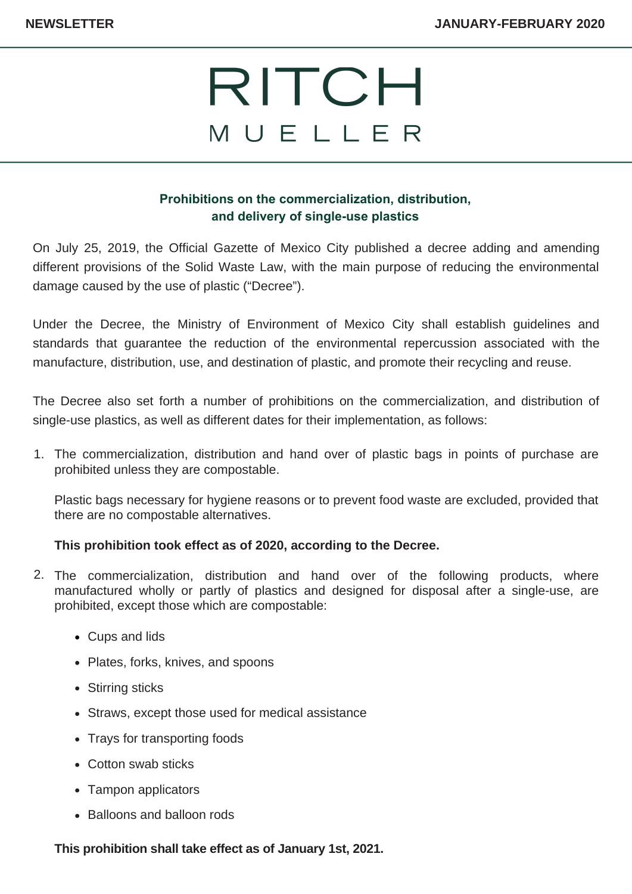# RITCH MUELLER

## Prohibitions on the commercialization, distribution, and delivery of single-use plastics

On July 25, 2019, the Official Gazette of Mexico City published a decree adding and amending different provisions of the Solid Waste Law, with the main purpose of reducing the environmental damage caused by the use of plastic ("Decree").

Under the Decree, the Ministry of Environment of Mexico City shall establish guidelines and standards that guarantee the reduction of the environmental repercussion associated with the manufacture, distribution, use, and destination of plastic, and promote their recycling and reuse.

The Decree also set forth a number of prohibitions on the commercialization, and distribution of single-use plastics, as well as different dates for their implementation, as follows:

1. The commercialization, distribution and hand over of plastic bags in points of purchase are prohibited unless they are compostable.

   Plastic bags necessary for hygiene reasons or to prevent food waste are excluded, provided that there are no compostable alternatives.

   **This prohibition took effect as of 2020, according to the Decree.**

2. The commercialization, distribution and hand over of the following products, where manufactured wholly or partly of plastics and designed for disposal after a single-use, are prohibited, except those which are compostable:

   - Cups and lids
   - Plates, forks, knives, and spoons
   - Stirring sticks
   - Straws, except those used for medical assistance
   - Trays for transporting foods
   - Cotton swab sticks
   - Tampon applicators
   - Balloons and balloon rods

   **This prohibition shall take effect as of January 1st, 2021.**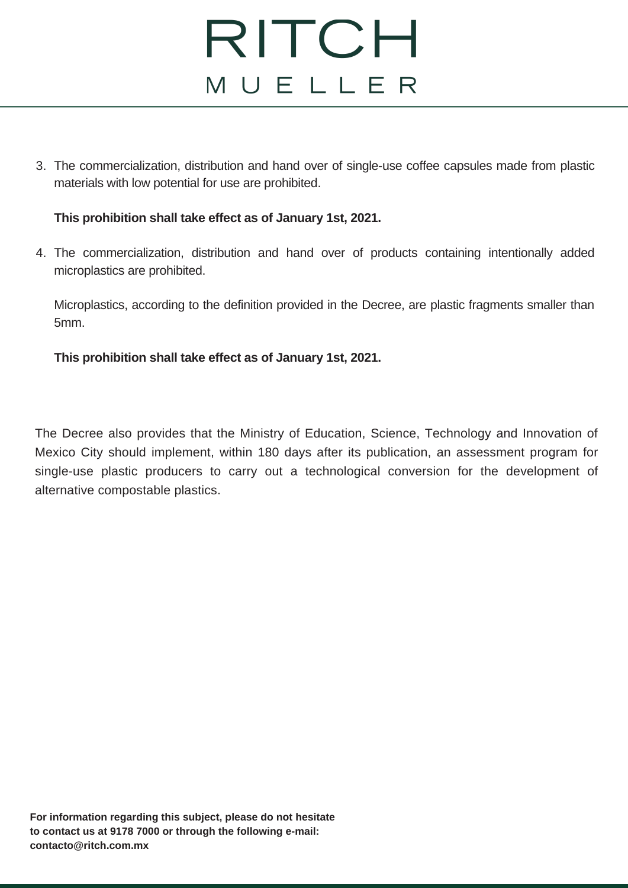3. The commercialization, distribution and hand over of single-use coffee capsules made from plastic materials with low potential for use are prohibited.

   **This prohibition shall take effect as of January 1st, 2021.**

4. The commercialization, distribution and hand over of products containing intentionally added microplastics are prohibited.

   Microplastics, according to the definition provided in the Decree, are plastic fragments smaller than 5mm.

   **This prohibition shall take effect as of January 1st, 2021.**

The Decree also provides that the Ministry of Education, Science, Technology and Innovation of Mexico City should implement, within 180 days after its publication, an assessment program for single-use plastic producers to carry out a technological conversion for the development of alternative compostable plastics.

**For information regarding this subject, please do not hesitate to contact us at 9178 7000 or through the following e-mail: contacto@ritch.com.mx**